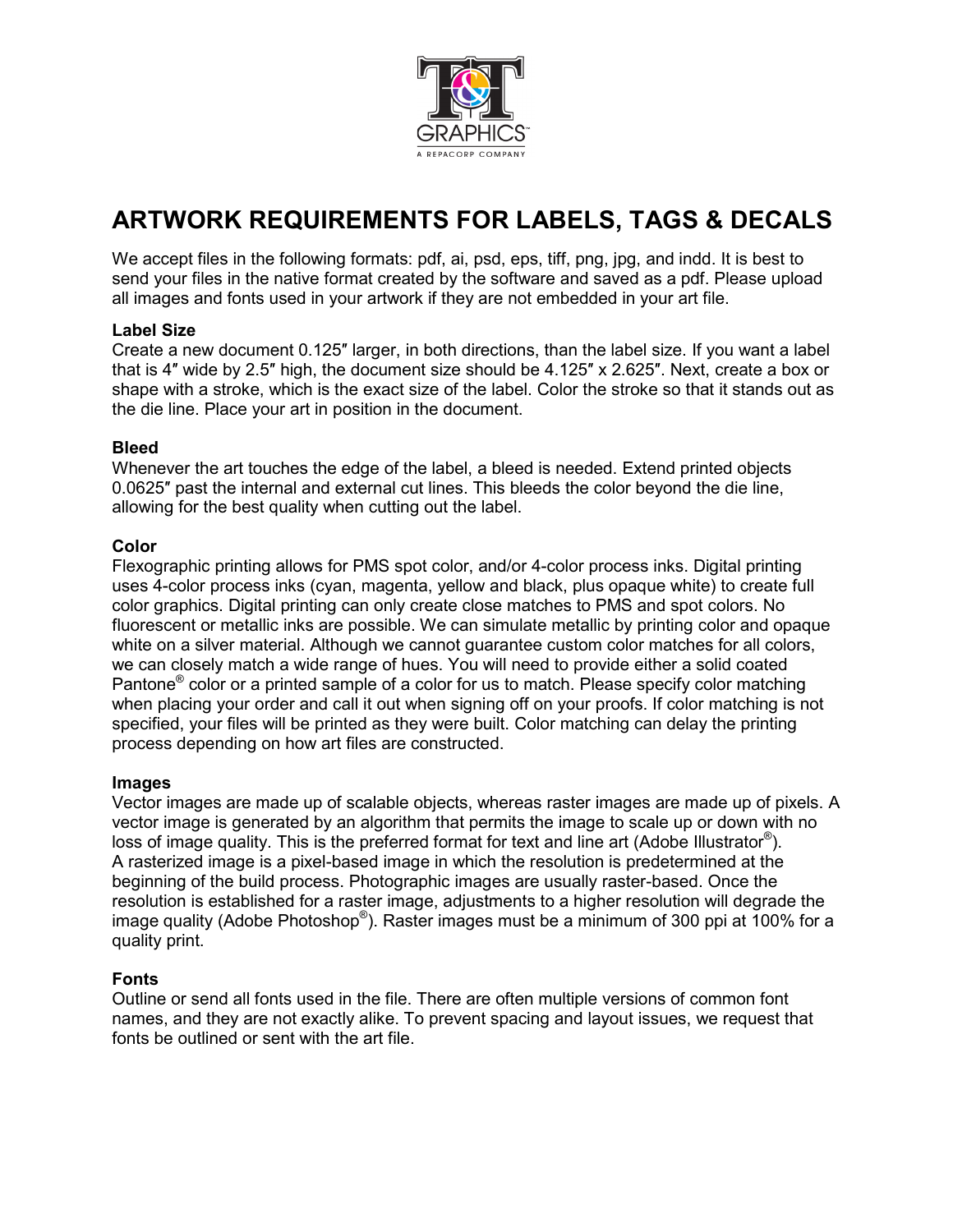# ARTWORK REQUIREMENTS FOR LABELS, TAGS & DECALS

We accept files in the following formats: pdf, ai, psd, eps, tiff, png, jpg, and indd. It is best to send your files in the native format created by the software and saved as a pdf. Please upload all images and fonts used in your artwork if they are not embedded in your art file.

### Label Size

Create a new document 0.125″ larger, in both directions, than the label size. If you want a label that is 4″ wide by 2.5″ high, the document size should be 4.125″ x 2.625″. Next, create a box or shape with a stroke, which is the exact size of the label. Color the stroke so that it stands out as the die line. Place your art in position in the document.

### Bleed

Whenever the art touches the edge of the label, a bleed is needed. Extend printed objects 0.0625″ past the internal and external cut lines. This bleeds the color beyond the die line, allowing for the best quality when cutting out the label.

### Color

Flexographic printing allows for PMS spot color, and/or 4-color process inks. Digital printing uses 4-color process inks (cyan, magenta, yellow and black, plus opaque white) to create full color graphics. Digital printing can only create close matches to PMS and spot colors. No fluorescent or metallic inks are possible. We can simulate metallic by printing color and opaque white on a silver material. Although we cannot guarantee custom color matches for all colors, we can closely match a wide range of hues. You will need to provide either a solid coated Pantone® color or a printed sample of a color for us to match. Please specify color matching when placing your order and call it out when signing off on your proofs. If color matching is not specified, your files will be printed as they were built. Color matching can delay the printing process depending on how art files are constructed.

### Images

Vector images are made up of scalable objects, whereas raster images are made up of pixels. A vector image is generated by an algorithm that permits the image to scale up or down with no loss of image quality. This is the preferred format for text and line art (Adobe Illustrator®). A rasterized image is a pixel-based image in which the resolution is predetermined at the beginning of the build process. Photographic images are usually raster-based. Once the resolution is established for a raster image, adjustments to a higher resolution will degrade the image quality (Adobe Photoshop®). Raster images must be a minimum of 300 ppi at 100% for a quality print.

### Fonts

Outline or send all fonts used in the file. There are often multiple versions of common font names, and they are not exactly alike. To prevent spacing and layout issues, we request that fonts be outlined or sent with the art file.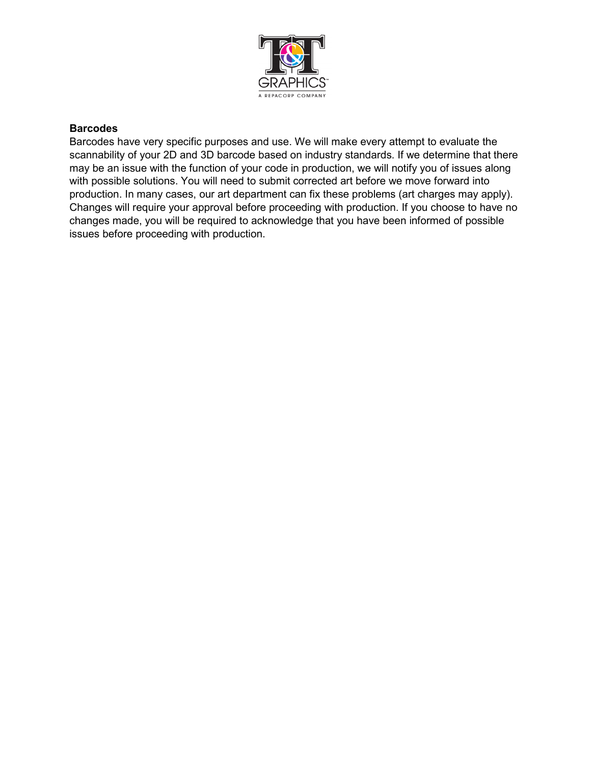## Barcodes

Barcodes have very specific purposes and use. We will make every attempt to evaluate the scannability of your 2D and 3D barcode based on industry standards. If we determine that there may be an issue with the function of your code in production, we will notify you of issues along with possible solutions. You will need to submit corrected art before we move forward into production. In many cases, our art department can fix these problems (art charges may apply). Changes will require your approval before proceeding with production. If you choose to have no changes made, you will be required to acknowledge that you have been informed of possible issues before proceeding with production.